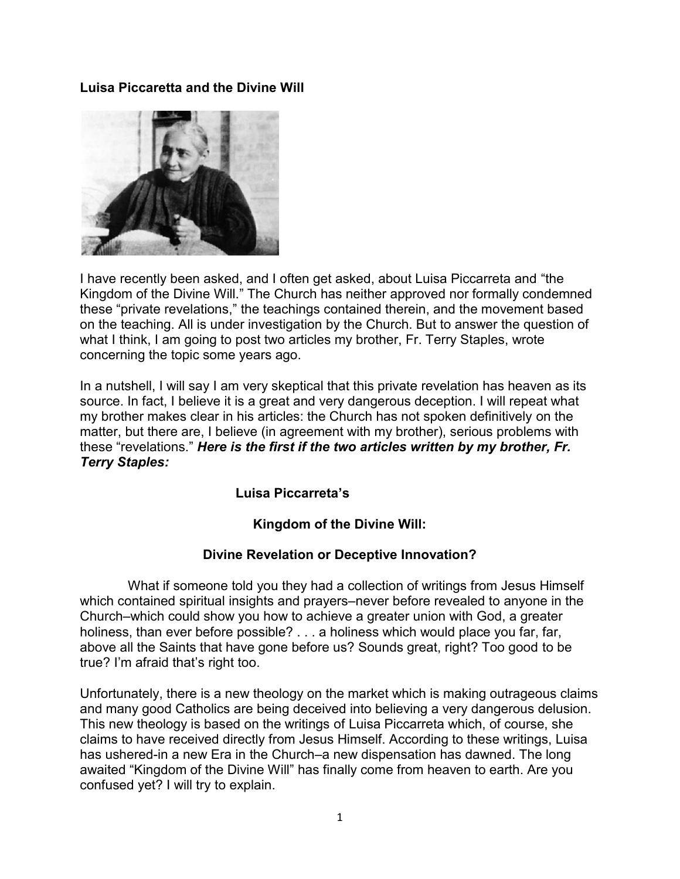**Luisa Piccaretta and the Divine Will**

I have recently been asked, and I often get asked, about Luisa Piccarreta and "the Kingdom of the Divine Will." The Church has neither approved nor formally condemned these "private revelations," the teachings contained therein, and the movement based on the teaching. All is under investigation by the Church. But to answer the question of what I think, I am going to post two articles my brother, Fr. Terry Staples, wrote concerning the topic some years ago.

In a nutshell, I will say I am very skeptical that this private revelation has heaven as its source. In fact, I believe it is a great and very dangerous deception. I will repeat what my brother makes clear in his articles: the Church has not spoken definitively on the matter, but there are, I believe (in agreement with my brother), serious problems with these "revelations." ***Here is the first if the two articles written by my brother, Fr. Terry Staples:***

**Luisa Piccarreta's**

**Kingdom of the Divine Will:**

**Divine Revelation or Deceptive Innovation?**

What if someone told you they had a collection of writings from Jesus Himself which contained spiritual insights and prayers–never before revealed to anyone in the Church–which could show you how to achieve a greater union with God, a greater holiness, than ever before possible? . . . a holiness which would place you far, far, above all the Saints that have gone before us? Sounds great, right? Too good to be true? I'm afraid that's right too.

Unfortunately, there is a new theology on the market which is making outrageous claims and many good Catholics are being deceived into believing a very dangerous delusion. This new theology is based on the writings of Luisa Piccarreta which, of course, she claims to have received directly from Jesus Himself. According to these writings, Luisa has ushered-in a new Era in the Church–a new dispensation has dawned. The long awaited "Kingdom of the Divine Will" has finally come from heaven to earth. Are you confused yet? I will try to explain.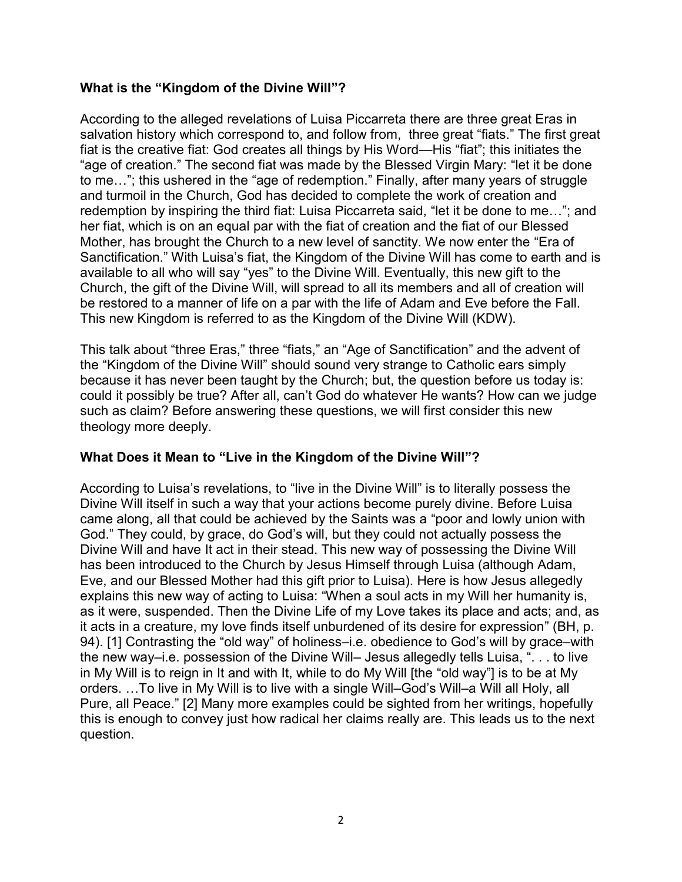**What is the "Kingdom of the Divine Will"?**

According to the alleged revelations of Luisa Piccarreta there are three great Eras in salvation history which correspond to, and follow from, three great "fiats." The first great fiat is the creative fiat: God creates all things by His Word—His "fiat"; this initiates the "age of creation." The second fiat was made by the Blessed Virgin Mary: "let it be done to me…"; this ushered in the "age of redemption." Finally, after many years of struggle and turmoil in the Church, God has decided to complete the work of creation and redemption by inspiring the third fiat: Luisa Piccarreta said, "let it be done to me…"; and her fiat, which is on an equal par with the fiat of creation and the fiat of our Blessed Mother, has brought the Church to a new level of sanctity. We now enter the "Era of Sanctification." With Luisa's fiat, the Kingdom of the Divine Will has come to earth and is available to all who will say "yes" to the Divine Will. Eventually, this new gift to the Church, the gift of the Divine Will, will spread to all its members and all of creation will be restored to a manner of life on a par with the life of Adam and Eve before the Fall. This new Kingdom is referred to as the Kingdom of the Divine Will (KDW).

This talk about "three Eras," three "fiats," an "Age of Sanctification" and the advent of the "Kingdom of the Divine Will" should sound very strange to Catholic ears simply because it has never been taught by the Church; but, the question before us today is: could it possibly be true? After all, can't God do whatever He wants? How can we judge such as claim? Before answering these questions, we will first consider this new theology more deeply.

**What Does it Mean to "Live in the Kingdom of the Divine Will"?**

According to Luisa's revelations, to "live in the Divine Will" is to literally possess the Divine Will itself in such a way that your actions become purely divine. Before Luisa came along, all that could be achieved by the Saints was a "poor and lowly union with God." They could, by grace, do God's will, but they could not actually possess the Divine Will and have It act in their stead. This new way of possessing the Divine Will has been introduced to the Church by Jesus Himself through Luisa (although Adam, Eve, and our Blessed Mother had this gift prior to Luisa). Here is how Jesus allegedly explains this new way of acting to Luisa: "When a soul acts in my Will her humanity is, as it were, suspended. Then the Divine Life of my Love takes its place and acts; and, as it acts in a creature, my love finds itself unburdened of its desire for expression" (BH, p. 94). [1] Contrasting the "old way" of holiness–i.e. obedience to God's will by grace–with the new way–i.e. possession of the Divine Will– Jesus allegedly tells Luisa, ". . . to live in My Will is to reign in It and with It, while to do My Will [the "old way"] is to be at My orders. …To live in My Will is to live with a single Will–God's Will–a Will all Holy, all Pure, all Peace." [2] Many more examples could be sighted from her writings, hopefully this is enough to convey just how radical her claims really are. This leads us to the next question.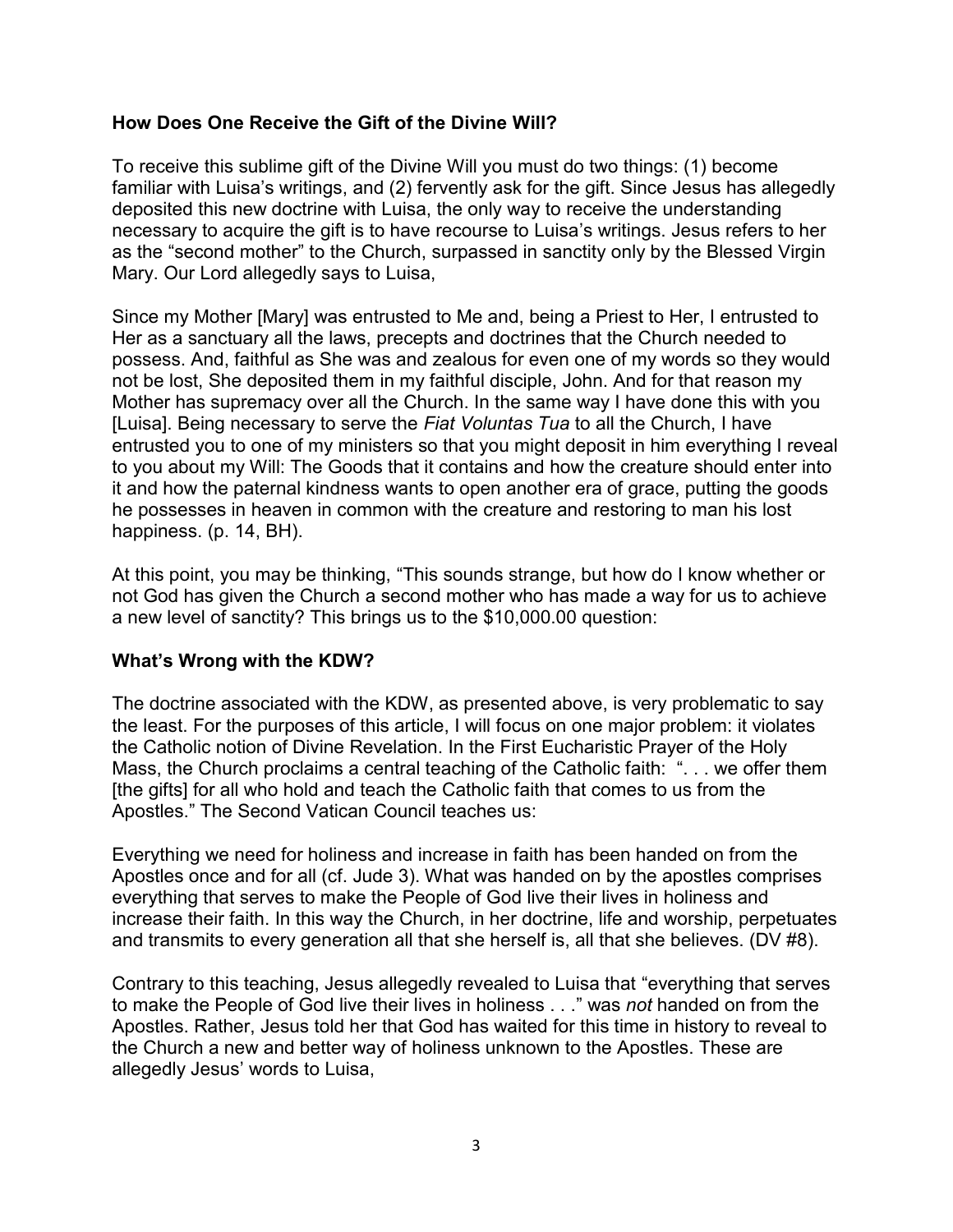**How Does One Receive the Gift of the Divine Will?**

To receive this sublime gift of the Divine Will you must do two things: (1) become familiar with Luisa's writings, and (2) fervently ask for the gift. Since Jesus has allegedly deposited this new doctrine with Luisa, the only way to receive the understanding necessary to acquire the gift is to have recourse to Luisa's writings. Jesus refers to her as the "second mother" to the Church, surpassed in sanctity only by the Blessed Virgin Mary. Our Lord allegedly says to Luisa,

Since my Mother [Mary] was entrusted to Me and, being a Priest to Her, I entrusted to Her as a sanctuary all the laws, precepts and doctrines that the Church needed to possess. And, faithful as She was and zealous for even one of my words so they would not be lost, She deposited them in my faithful disciple, John. And for that reason my Mother has supremacy over all the Church. In the same way I have done this with you [Luisa]. Being necessary to serve the *Fiat Voluntas Tua* to all the Church, I have entrusted you to one of my ministers so that you might deposit in him everything I reveal to you about my Will: The Goods that it contains and how the creature should enter into it and how the paternal kindness wants to open another era of grace, putting the goods he possesses in heaven in common with the creature and restoring to man his lost happiness. (p. 14, BH).

At this point, you may be thinking, "This sounds strange, but how do I know whether or not God has given the Church a second mother who has made a way for us to achieve a new level of sanctity? This brings us to the $10,000.00 question:

**What's Wrong with the KDW?**

The doctrine associated with the KDW, as presented above, is very problematic to say the least. For the purposes of this article, I will focus on one major problem: it violates the Catholic notion of Divine Revelation. In the First Eucharistic Prayer of the Holy Mass, the Church proclaims a central teaching of the Catholic faith: ". . . we offer them [the gifts] for all who hold and teach the Catholic faith that comes to us from the Apostles." The Second Vatican Council teaches us:

Everything we need for holiness and increase in faith has been handed on from the Apostles once and for all (cf. Jude 3). What was handed on by the apostles comprises everything that serves to make the People of God live their lives in holiness and increase their faith. In this way the Church, in her doctrine, life and worship, perpetuates and transmits to every generation all that she herself is, all that she believes. (DV #8).

Contrary to this teaching, Jesus allegedly revealed to Luisa that "everything that serves to make the People of God live their lives in holiness . . ." was *not* handed on from the Apostles. Rather, Jesus told her that God has waited for this time in history to reveal to the Church a new and better way of holiness unknown to the Apostles. These are allegedly Jesus' words to Luisa,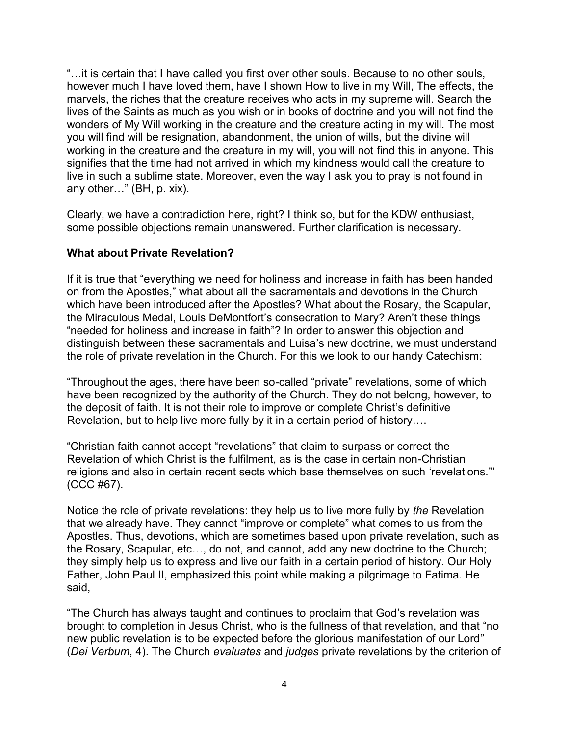"…it is certain that I have called you first over other souls. Because to no other souls, however much I have loved them, have I shown How to live in my Will, The effects, the marvels, the riches that the creature receives who acts in my supreme will. Search the lives of the Saints as much as you wish or in books of doctrine and you will not find the wonders of My Will working in the creature and the creature acting in my will. The most you will find will be resignation, abandonment, the union of wills, but the divine will working in the creature and the creature in my will, you will not find this in anyone. This signifies that the time had not arrived in which my kindness would call the creature to live in such a sublime state. Moreover, even the way I ask you to pray is not found in any other…" (BH, p. xix).

Clearly, we have a contradiction here, right? I think so, but for the KDW enthusiast, some possible objections remain unanswered. Further clarification is necessary.

**What about Private Revelation?**

If it is true that "everything we need for holiness and increase in faith has been handed on from the Apostles," what about all the sacramentals and devotions in the Church which have been introduced after the Apostles? What about the Rosary, the Scapular, the Miraculous Medal, Louis DeMontfort's consecration to Mary? Aren't these things "needed for holiness and increase in faith"? In order to answer this objection and distinguish between these sacramentals and Luisa's new doctrine, we must understand the role of private revelation in the Church. For this we look to our handy Catechism:

"Throughout the ages, there have been so-called "private" revelations, some of which have been recognized by the authority of the Church. They do not belong, however, to the deposit of faith. It is not their role to improve or complete Christ's definitive Revelation, but to help live more fully by it in a certain period of history….

"Christian faith cannot accept "revelations" that claim to surpass or correct the Revelation of which Christ is the fulfilment, as is the case in certain non-Christian religions and also in certain recent sects which base themselves on such 'revelations.'" (CCC #67).

Notice the role of private revelations: they help us to live more fully by *the* Revelation that we already have. They cannot "improve or complete" what comes to us from the Apostles. Thus, devotions, which are sometimes based upon private revelation, such as the Rosary, Scapular, etc…, do not, and cannot, add any new doctrine to the Church; they simply help us to express and live our faith in a certain period of history. Our Holy Father, John Paul II, emphasized this point while making a pilgrimage to Fatima. He said,

"The Church has always taught and continues to proclaim that God's revelation was brought to completion in Jesus Christ, who is the fullness of that revelation, and that "no new public revelation is to be expected before the glorious manifestation of our Lord" (*Dei Verbum*, 4). The Church *evaluates* and *judges* private revelations by the criterion of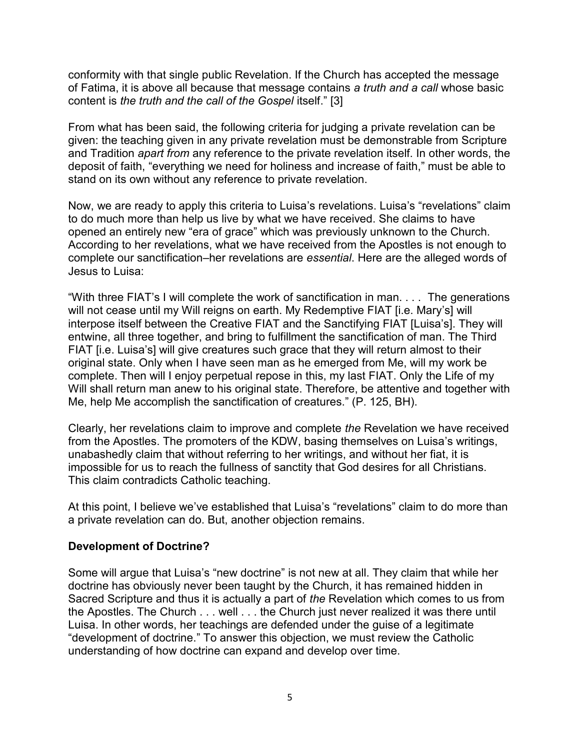conformity with that single public Revelation. If the Church has accepted the message of Fatima, it is above all because that message contains *a truth and a call* whose basic content is *the truth and the call of the Gospel* itself." [3]

From what has been said, the following criteria for judging a private revelation can be given: the teaching given in any private revelation must be demonstrable from Scripture and Tradition *apart from* any reference to the private revelation itself. In other words, the deposit of faith, "everything we need for holiness and increase of faith," must be able to stand on its own without any reference to private revelation.

Now, we are ready to apply this criteria to Luisa's revelations. Luisa's "revelations" claim to do much more than help us live by what we have received. She claims to have opened an entirely new "era of grace" which was previously unknown to the Church. According to her revelations, what we have received from the Apostles is not enough to complete our sanctification–her revelations are *essential*. Here are the alleged words of Jesus to Luisa:

"With three FIAT's I will complete the work of sanctification in man. . . . The generations will not cease until my Will reigns on earth. My Redemptive FIAT [i.e. Mary's] will interpose itself between the Creative FIAT and the Sanctifying FIAT [Luisa's]. They will entwine, all three together, and bring to fulfillment the sanctification of man. The Third FIAT [i.e. Luisa's] will give creatures such grace that they will return almost to their original state. Only when I have seen man as he emerged from Me, will my work be complete. Then will I enjoy perpetual repose in this, my last FIAT. Only the Life of my Will shall return man anew to his original state. Therefore, be attentive and together with Me, help Me accomplish the sanctification of creatures." (P. 125, BH).

Clearly, her revelations claim to improve and complete *the* Revelation we have received from the Apostles. The promoters of the KDW, basing themselves on Luisa's writings, unabashedly claim that without referring to her writings, and without her fiat, it is impossible for us to reach the fullness of sanctity that God desires for all Christians. This claim contradicts Catholic teaching.

At this point, I believe we've established that Luisa's "revelations" claim to do more than a private revelation can do. But, another objection remains.

**Development of Doctrine?**

Some will argue that Luisa's "new doctrine" is not new at all. They claim that while her doctrine has obviously never been taught by the Church, it has remained hidden in Sacred Scripture and thus it is actually a part of *the* Revelation which comes to us from the Apostles. The Church . . . well . . . the Church just never realized it was there until Luisa. In other words, her teachings are defended under the guise of a legitimate "development of doctrine." To answer this objection, we must review the Catholic understanding of how doctrine can expand and develop over time.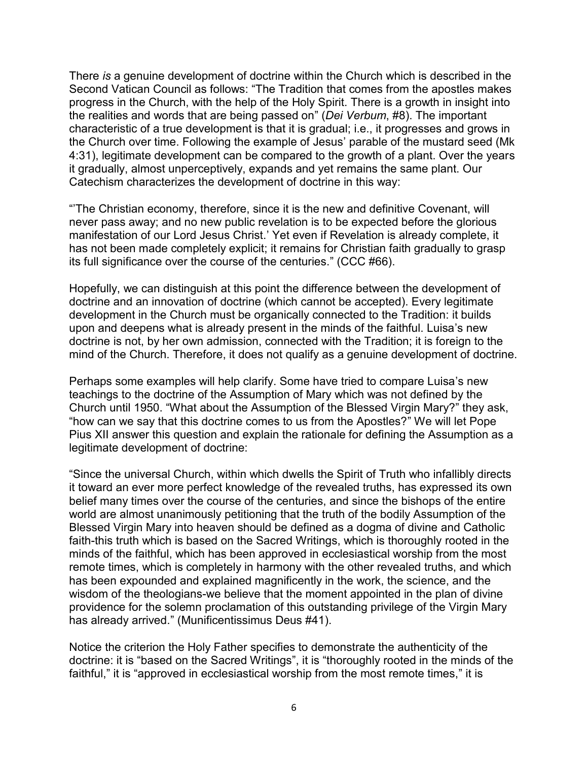There *is* a genuine development of doctrine within the Church which is described in the Second Vatican Council as follows: "The Tradition that comes from the apostles makes progress in the Church, with the help of the Holy Spirit. There is a growth in insight into the realities and words that are being passed on" (*Dei Verbum*, #8). The important characteristic of a true development is that it is gradual; i.e., it progresses and grows in the Church over time. Following the example of Jesus' parable of the mustard seed (Mk 4:31), legitimate development can be compared to the growth of a plant. Over the years it gradually, almost unperceptively, expands and yet remains the same plant. Our Catechism characterizes the development of doctrine in this way:

"'The Christian economy, therefore, since it is the new and definitive Covenant, will never pass away; and no new public revelation is to be expected before the glorious manifestation of our Lord Jesus Christ.' Yet even if Revelation is already complete, it has not been made completely explicit; it remains for Christian faith gradually to grasp its full significance over the course of the centuries." (CCC #66).

Hopefully, we can distinguish at this point the difference between the development of doctrine and an innovation of doctrine (which cannot be accepted). Every legitimate development in the Church must be organically connected to the Tradition: it builds upon and deepens what is already present in the minds of the faithful. Luisa's new doctrine is not, by her own admission, connected with the Tradition; it is foreign to the mind of the Church. Therefore, it does not qualify as a genuine development of doctrine.

Perhaps some examples will help clarify. Some have tried to compare Luisa's new teachings to the doctrine of the Assumption of Mary which was not defined by the Church until 1950. "What about the Assumption of the Blessed Virgin Mary?" they ask, "how can we say that this doctrine comes to us from the Apostles?" We will let Pope Pius XII answer this question and explain the rationale for defining the Assumption as a legitimate development of doctrine:

"Since the universal Church, within which dwells the Spirit of Truth who infallibly directs it toward an ever more perfect knowledge of the revealed truths, has expressed its own belief many times over the course of the centuries, and since the bishops of the entire world are almost unanimously petitioning that the truth of the bodily Assumption of the Blessed Virgin Mary into heaven should be defined as a dogma of divine and Catholic faith-this truth which is based on the Sacred Writings, which is thoroughly rooted in the minds of the faithful, which has been approved in ecclesiastical worship from the most remote times, which is completely in harmony with the other revealed truths, and which has been expounded and explained magnificently in the work, the science, and the wisdom of the theologians-we believe that the moment appointed in the plan of divine providence for the solemn proclamation of this outstanding privilege of the Virgin Mary has already arrived." (Munificentissimus Deus #41).

Notice the criterion the Holy Father specifies to demonstrate the authenticity of the doctrine: it is "based on the Sacred Writings", it is "thoroughly rooted in the minds of the faithful," it is "approved in ecclesiastical worship from the most remote times," it is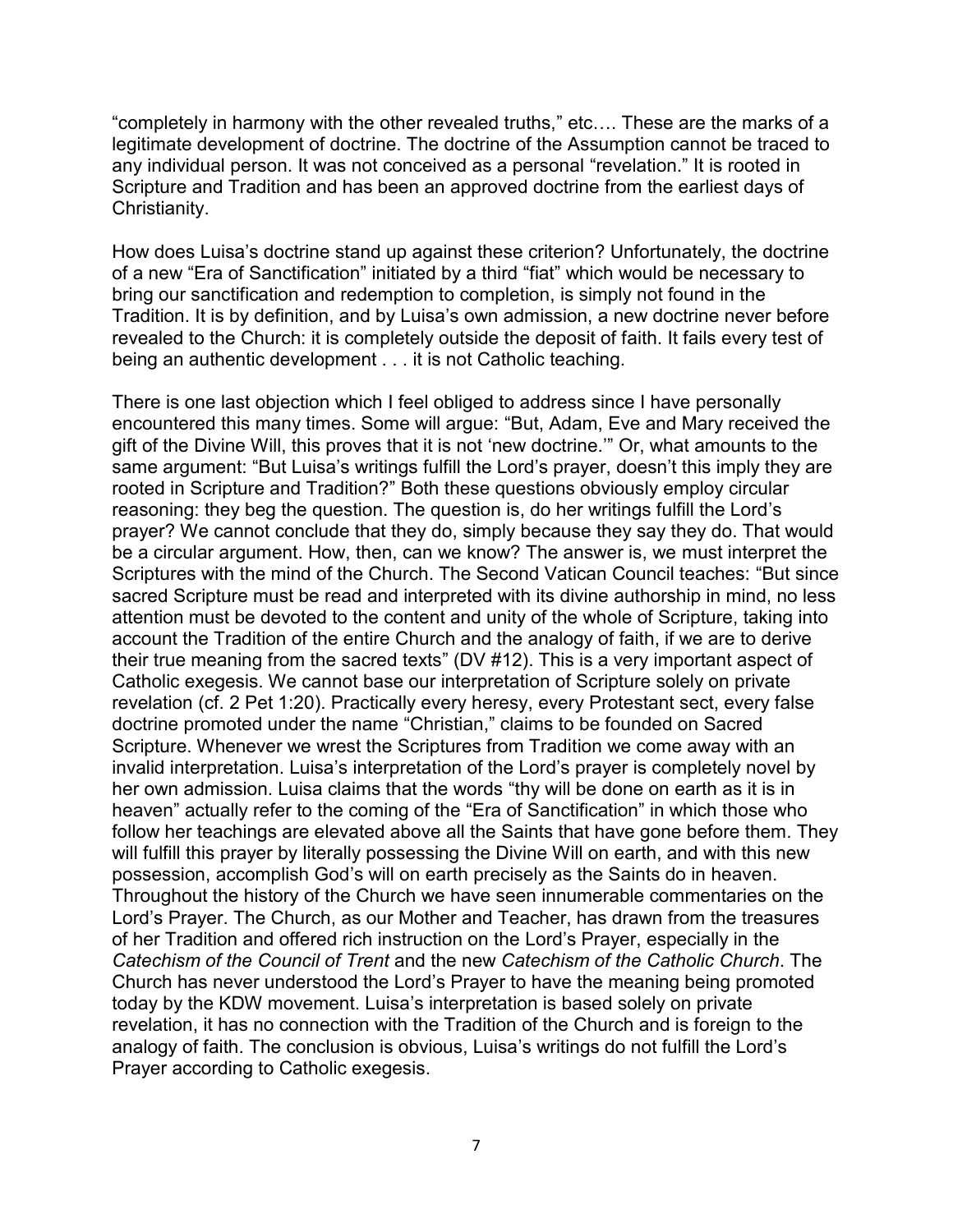"completely in harmony with the other revealed truths," etc…. These are the marks of a legitimate development of doctrine. The doctrine of the Assumption cannot be traced to any individual person. It was not conceived as a personal "revelation." It is rooted in Scripture and Tradition and has been an approved doctrine from the earliest days of Christianity.

How does Luisa's doctrine stand up against these criterion? Unfortunately, the doctrine of a new "Era of Sanctification" initiated by a third "fiat" which would be necessary to bring our sanctification and redemption to completion, is simply not found in the Tradition. It is by definition, and by Luisa's own admission, a new doctrine never before revealed to the Church: it is completely outside the deposit of faith. It fails every test of being an authentic development . . . it is not Catholic teaching.

There is one last objection which I feel obliged to address since I have personally encountered this many times. Some will argue: "But, Adam, Eve and Mary received the gift of the Divine Will, this proves that it is not 'new doctrine.'" Or, what amounts to the same argument: "But Luisa's writings fulfill the Lord's prayer, doesn't this imply they are rooted in Scripture and Tradition?" Both these questions obviously employ circular reasoning: they beg the question. The question is, do her writings fulfill the Lord's prayer? We cannot conclude that they do, simply because they say they do. That would be a circular argument. How, then, can we know? The answer is, we must interpret the Scriptures with the mind of the Church. The Second Vatican Council teaches: "But since sacred Scripture must be read and interpreted with its divine authorship in mind, no less attention must be devoted to the content and unity of the whole of Scripture, taking into account the Tradition of the entire Church and the analogy of faith, if we are to derive their true meaning from the sacred texts" (DV #12). This is a very important aspect of Catholic exegesis. We cannot base our interpretation of Scripture solely on private revelation (cf. 2 Pet 1:20). Practically every heresy, every Protestant sect, every false doctrine promoted under the name "Christian," claims to be founded on Sacred Scripture. Whenever we wrest the Scriptures from Tradition we come away with an invalid interpretation. Luisa's interpretation of the Lord's prayer is completely novel by her own admission. Luisa claims that the words "thy will be done on earth as it is in heaven" actually refer to the coming of the "Era of Sanctification" in which those who follow her teachings are elevated above all the Saints that have gone before them. They will fulfill this prayer by literally possessing the Divine Will on earth, and with this new possession, accomplish God's will on earth precisely as the Saints do in heaven. Throughout the history of the Church we have seen innumerable commentaries on the Lord's Prayer. The Church, as our Mother and Teacher, has drawn from the treasures of her Tradition and offered rich instruction on the Lord's Prayer, especially in the *Catechism of the Council of Trent* and the new *Catechism of the Catholic Church*. The Church has never understood the Lord's Prayer to have the meaning being promoted today by the KDW movement. Luisa's interpretation is based solely on private revelation, it has no connection with the Tradition of the Church and is foreign to the analogy of faith. The conclusion is obvious, Luisa's writings do not fulfill the Lord's Prayer according to Catholic exegesis.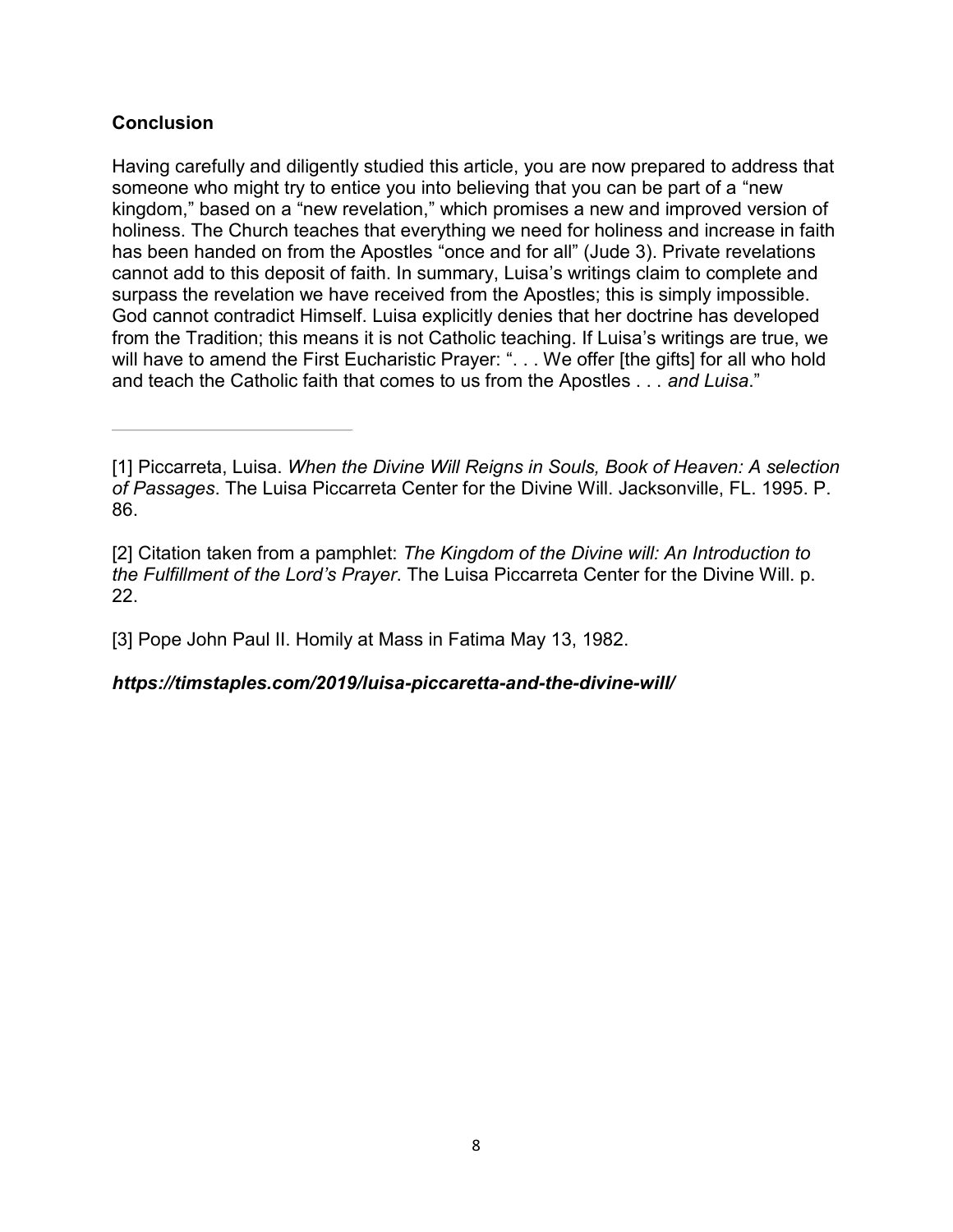**Conclusion**

Having carefully and diligently studied this article, you are now prepared to address that someone who might try to entice you into believing that you can be part of a "new kingdom," based on a "new revelation," which promises a new and improved version of holiness. The Church teaches that everything we need for holiness and increase in faith has been handed on from the Apostles "once and for all" (Jude 3). Private revelations cannot add to this deposit of faith. In summary, Luisa's writings claim to complete and surpass the revelation we have received from the Apostles; this is simply impossible. God cannot contradict Himself. Luisa explicitly denies that her doctrine has developed from the Tradition; this means it is not Catholic teaching. If Luisa's writings are true, we will have to amend the First Eucharistic Prayer: ". . . We offer [the gifts] for all who hold and teach the Catholic faith that comes to us from the Apostles . . . *and Luisa*."

---

[1] Piccarreta, Luisa. *When the Divine Will Reigns in Souls, Book of Heaven: A selection of Passages*. The Luisa Piccarreta Center for the Divine Will. Jacksonville, FL. 1995. P. 86.

[2] Citation taken from a pamphlet: *The Kingdom of the Divine will: An Introduction to the Fulfillment of the Lord's Prayer*. The Luisa Piccarreta Center for the Divine Will. p. 22.

[3] Pope John Paul II. Homily at Mass in Fatima May 13, 1982.

***https://timstaples.com/2019/luisa-piccaretta-and-the-divine-will/***